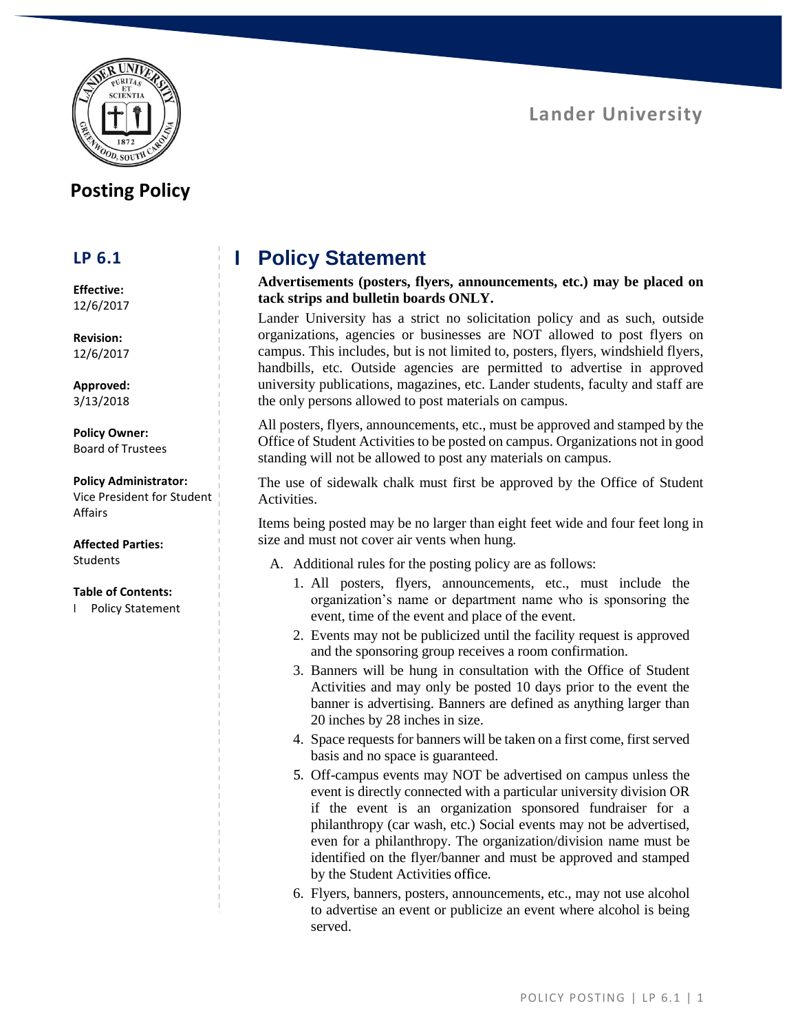Lander University

# Posting Policy

## LP 6.1

**Effective:**
12/6/2017

**Revision:**
12/6/2017

**Approved:**
3/13/2018

**Policy Owner:**
Board of Trustees

**Policy Administrator:**
Vice President for Student Affairs

**Affected Parties:**
Students

**Table of Contents:**
I Policy Statement

## I Policy Statement

**Advertisements (posters, flyers, announcements, etc.) may be placed on tack strips and bulletin boards ONLY.**

Lander University has a strict no solicitation policy and as such, outside organizations, agencies or businesses are NOT allowed to post flyers on campus. This includes, but is not limited to, posters, flyers, windshield flyers, handbills, etc. Outside agencies are permitted to advertise in approved university publications, magazines, etc. Lander students, faculty and staff are the only persons allowed to post materials on campus.

All posters, flyers, announcements, etc., must be approved and stamped by the Office of Student Activities to be posted on campus. Organizations not in good standing will not be allowed to post any materials on campus.

The use of sidewalk chalk must first be approved by the Office of Student Activities.

Items being posted may be no larger than eight feet wide and four feet long in size and must not cover air vents when hung.

A. Additional rules for the posting policy are as follows:

1. All posters, flyers, announcements, etc., must include the organization's name or department name who is sponsoring the event, time of the event and place of the event.
2. Events may not be publicized until the facility request is approved and the sponsoring group receives a room confirmation.
3. Banners will be hung in consultation with the Office of Student Activities and may only be posted 10 days prior to the event the banner is advertising. Banners are defined as anything larger than 20 inches by 28 inches in size.
4. Space requests for banners will be taken on a first come, first served basis and no space is guaranteed.
5. Off-campus events may NOT be advertised on campus unless the event is directly connected with a particular university division OR if the event is an organization sponsored fundraiser for a philanthropy (car wash, etc.) Social events may not be advertised, even for a philanthropy. The organization/division name must be identified on the flyer/banner and must be approved and stamped by the Student Activities office.
6. Flyers, banners, posters, announcements, etc., may not use alcohol to advertise an event or publicize an event where alcohol is being served.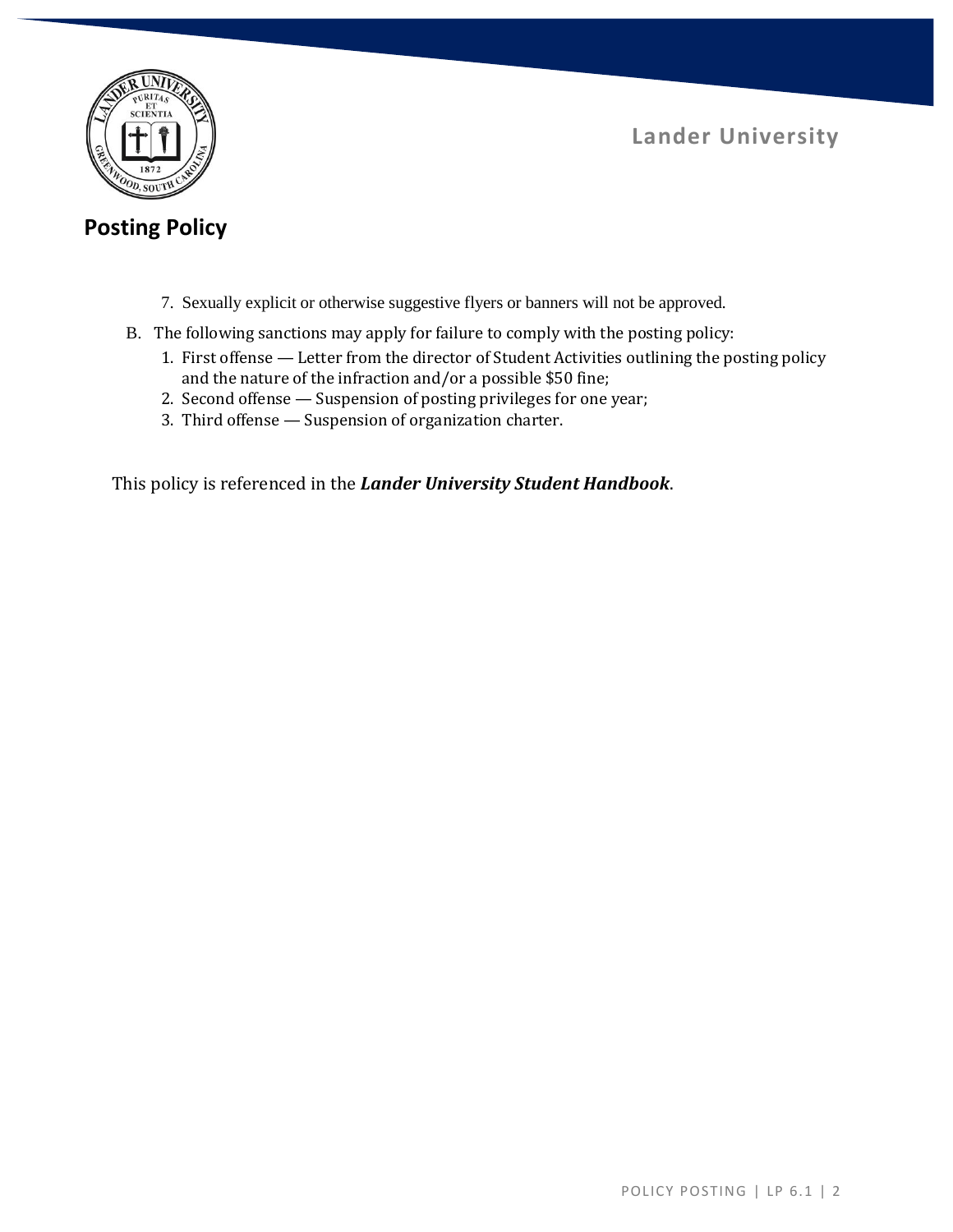## Posting Policy

7. Sexually explicit or otherwise suggestive flyers or banners will not be approved.

B. The following sanctions may apply for failure to comply with the posting policy:
   1. First offense — Letter from the director of Student Activities outlining the posting policy and the nature of the infraction and/or a possible $50 fine;
   2. Second offense — Suspension of posting privileges for one year;
   3. Third offense — Suspension of organization charter.

This policy is referenced in the ***Lander University Student Handbook***.